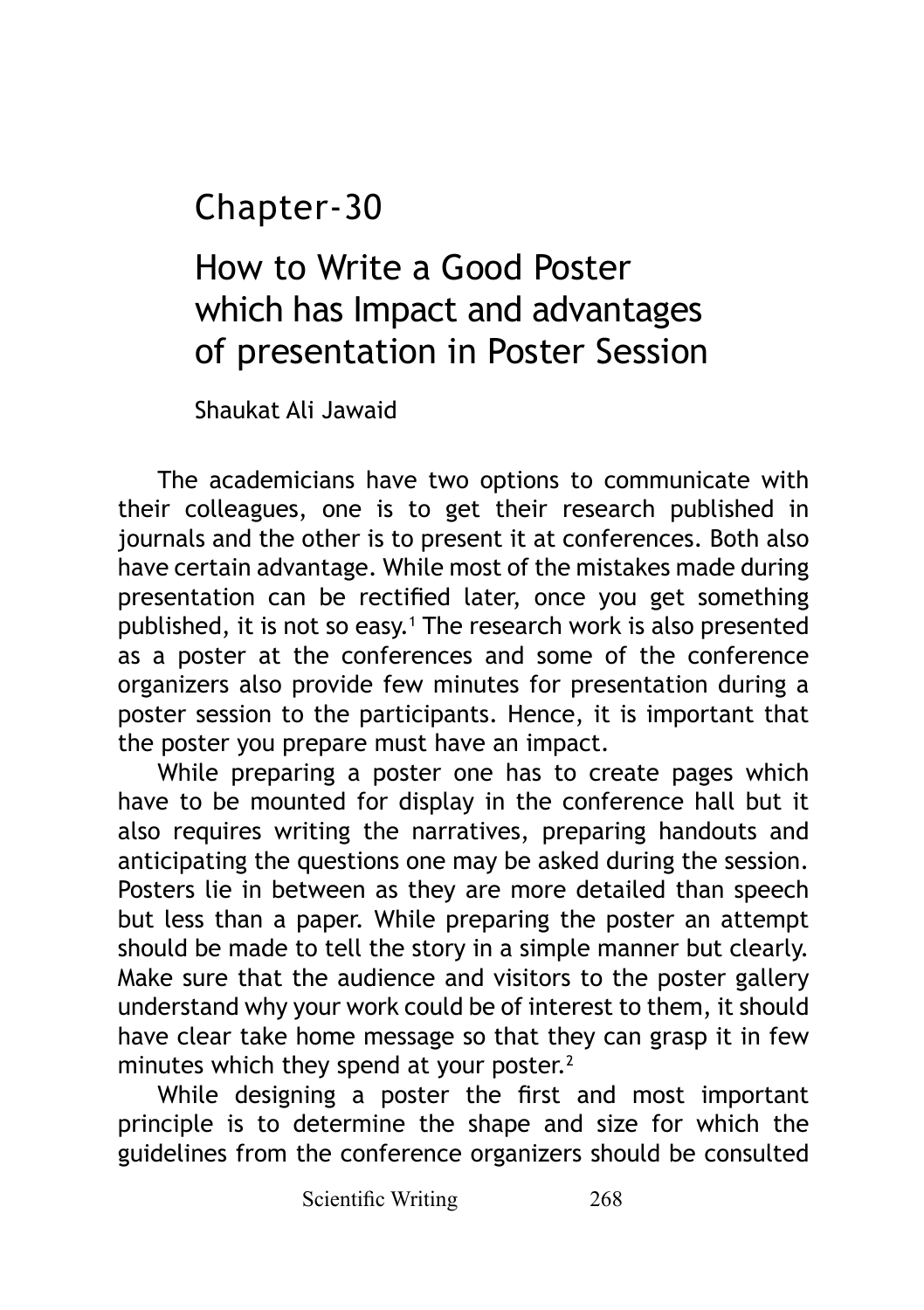# Chapter-30

## How to Write a Good Poster which has Impact and advantages of presentation in Poster Session

Shaukat Ali Jawaid

The academicians have two options to communicate with their colleagues, one is to get their research published in journals and the other is to present it at conferences. Both also have certain advantage. While most of the mistakes made during presentation can be rectified later, once you get something published, it is not so easy.[1] The research work is also presented as a poster at the conferences and some of the conference organizers also provide few minutes for presentation during a poster session to the participants. Hence, it is important that the poster you prepare must have an impact.

While preparing a poster one has to create pages which have to be mounted for display in the conference hall but it also requires writing the narratives, preparing handouts and anticipating the questions one may be asked during the session. Posters lie in between as they are more detailed than speech but less than a paper. While preparing the poster an attempt should be made to tell the story in a simple manner but clearly. Make sure that the audience and visitors to the poster gallery understand why your work could be of interest to them, it should have clear take home message so that they can grasp it in few minutes which they spend at your poster.[2]

While designing a poster the first and most important principle is to determine the shape and size for which the guidelines from the conference organizers should be consulted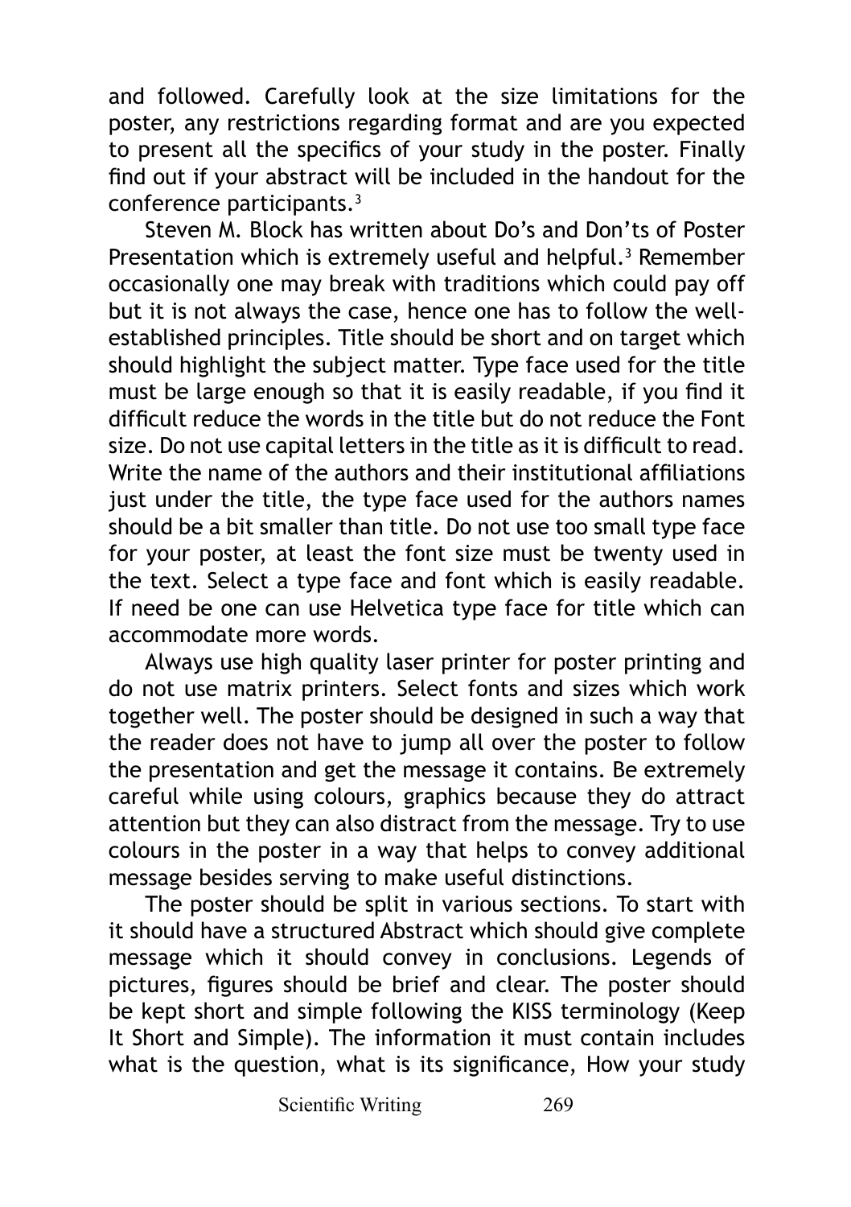and followed. Carefully look at the size limitations for the poster, any restrictions regarding format and are you expected to present all the specifics of your study in the poster. Finally find out if your abstract will be included in the handout for the conference participants.[3]

Steven M. Block has written about Do's and Don'ts of Poster Presentation which is extremely useful and helpful.[3] Remember occasionally one may break with traditions which could pay off but it is not always the case, hence one has to follow the well-established principles. Title should be short and on target which should highlight the subject matter. Type face used for the title must be large enough so that it is easily readable, if you find it difficult reduce the words in the title but do not reduce the Font size. Do not use capital letters in the title as it is difficult to read. Write the name of the authors and their institutional affiliations just under the title, the type face used for the authors names should be a bit smaller than title. Do not use too small type face for your poster, at least the font size must be twenty used in the text. Select a type face and font which is easily readable. If need be one can use Helvetica type face for title which can accommodate more words.

Always use high quality laser printer for poster printing and do not use matrix printers. Select fonts and sizes which work together well. The poster should be designed in such a way that the reader does not have to jump all over the poster to follow the presentation and get the message it contains. Be extremely careful while using colours, graphics because they do attract attention but they can also distract from the message. Try to use colours in the poster in a way that helps to convey additional message besides serving to make useful distinctions.

The poster should be split in various sections. To start with it should have a structured Abstract which should give complete message which it should convey in conclusions. Legends of pictures, figures should be brief and clear. The poster should be kept short and simple following the KISS terminology (Keep It Short and Simple). The information it must contain includes what is the question, what is its significance, How your study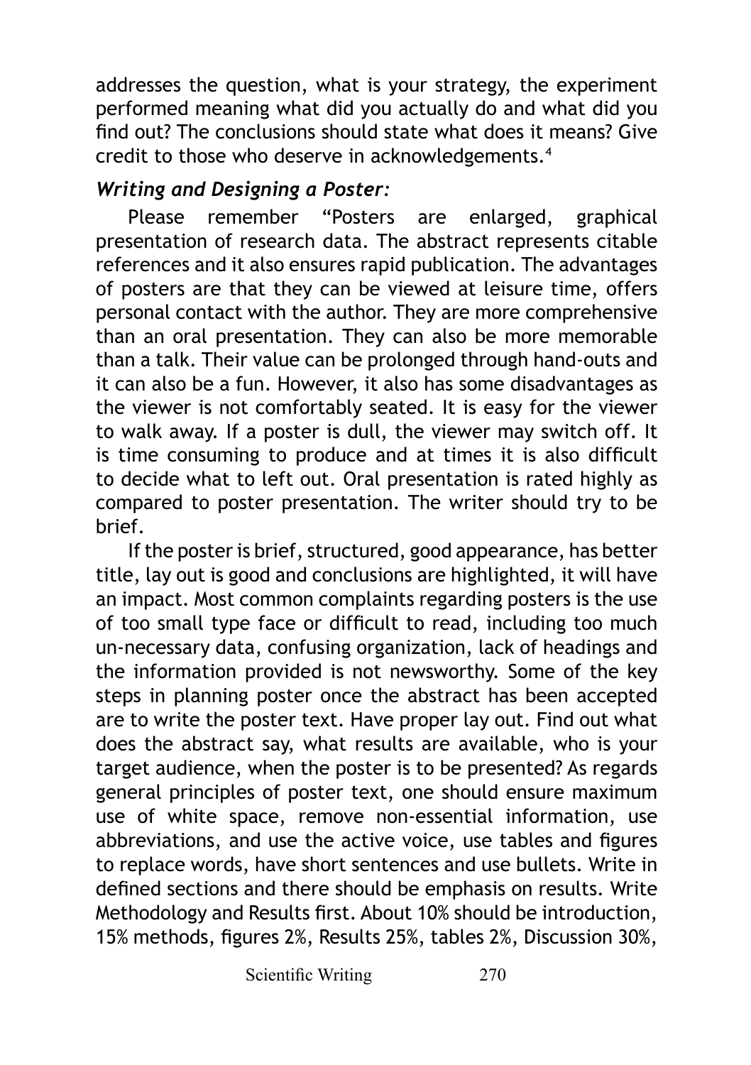addresses the question, what is your strategy, the experiment performed meaning what did you actually do and what did you find out? The conclusions should state what does it means? Give credit to those who deserve in acknowledgements.[4]

### *Writing and Designing a Poster:*

Please remember "Posters are enlarged, graphical presentation of research data. The abstract represents citable references and it also ensures rapid publication. The advantages of posters are that they can be viewed at leisure time, offers personal contact with the author. They are more comprehensive than an oral presentation. They can also be more memorable than a talk. Their value can be prolonged through hand-outs and it can also be a fun. However, it also has some disadvantages as the viewer is not comfortably seated. It is easy for the viewer to walk away. If a poster is dull, the viewer may switch off. It is time consuming to produce and at times it is also difficult to decide what to left out. Oral presentation is rated highly as compared to poster presentation. The writer should try to be brief.

If the poster is brief, structured, good appearance, has better title, lay out is good and conclusions are highlighted, it will have an impact. Most common complaints regarding posters is the use of too small type face or difficult to read, including too much un-necessary data, confusing organization, lack of headings and the information provided is not newsworthy. Some of the key steps in planning poster once the abstract has been accepted are to write the poster text. Have proper lay out. Find out what does the abstract say, what results are available, who is your target audience, when the poster is to be presented? As regards general principles of poster text, one should ensure maximum use of white space, remove non-essential information, use abbreviations, and use the active voice, use tables and figures to replace words, have short sentences and use bullets. Write in defined sections and there should be emphasis on results. Write Methodology and Results first. About 10% should be introduction, 15% methods, figures 2%, Results 25%, tables 2%, Discussion 30%,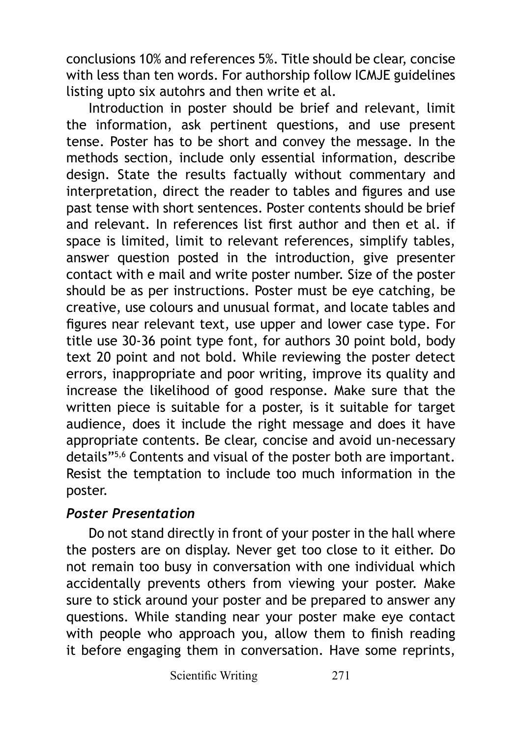conclusions 10% and references 5%. Title should be clear, concise with less than ten words. For authorship follow ICMJE guidelines listing upto six autohrs and then write et al.

Introduction in poster should be brief and relevant, limit the information, ask pertinent questions, and use present tense. Poster has to be short and convey the message. In the methods section, include only essential information, describe design. State the results factually without commentary and interpretation, direct the reader to tables and figures and use past tense with short sentences. Poster contents should be brief and relevant. In references list first author and then et al. if space is limited, limit to relevant references, simplify tables, answer question posted in the introduction, give presenter contact with e mail and write poster number. Size of the poster should be as per instructions. Poster must be eye catching, be creative, use colours and unusual format, and locate tables and figures near relevant text, use upper and lower case type. For title use 30-36 point type font, for authors 30 point bold, body text 20 point and not bold. While reviewing the poster detect errors, inappropriate and poor writing, improve its quality and increase the likelihood of good response. Make sure that the written piece is suitable for a poster, is it suitable for target audience, does it include the right message and does it have appropriate contents. Be clear, concise and avoid un-necessary details"[5,6] Contents and visual of the poster both are important. Resist the temptation to include too much information in the poster.

### *Poster Presentation*

Do not stand directly in front of your poster in the hall where the posters are on display. Never get too close to it either. Do not remain too busy in conversation with one individual which accidentally prevents others from viewing your poster. Make sure to stick around your poster and be prepared to answer any questions. While standing near your poster make eye contact with people who approach you, allow them to finish reading it before engaging them in conversation. Have some reprints,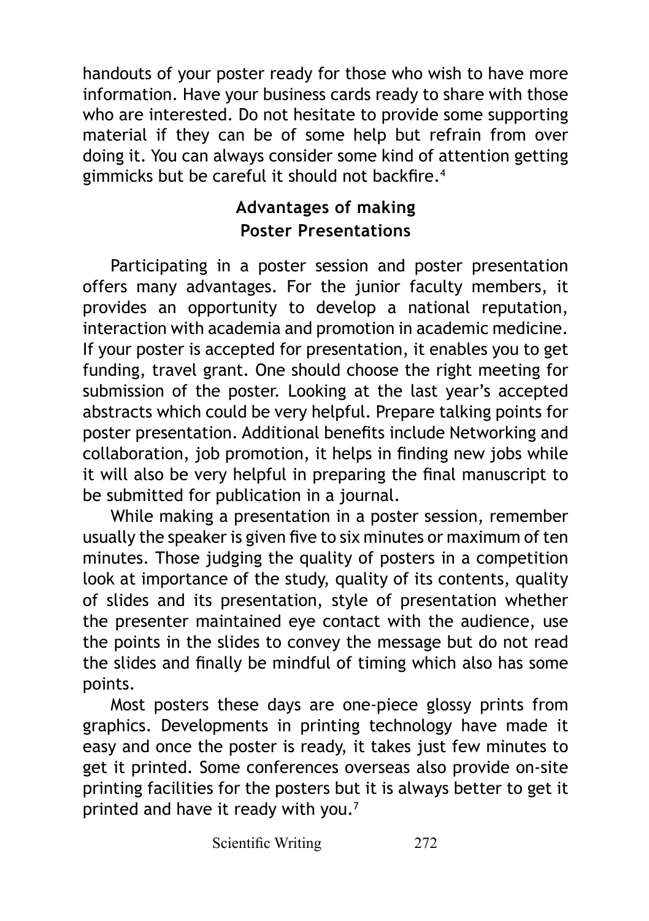handouts of your poster ready for those who wish to have more information. Have your business cards ready to share with those who are interested. Do not hesitate to provide some supporting material if they can be of some help but refrain from over doing it. You can always consider some kind of attention getting gimmicks but be careful it should not backfire.[4]

## Advantages of making Poster Presentations

Participating in a poster session and poster presentation offers many advantages. For the junior faculty members, it provides an opportunity to develop a national reputation, interaction with academia and promotion in academic medicine. If your poster is accepted for presentation, it enables you to get funding, travel grant. One should choose the right meeting for submission of the poster. Looking at the last year's accepted abstracts which could be very helpful. Prepare talking points for poster presentation. Additional benefits include Networking and collaboration, job promotion, it helps in finding new jobs while it will also be very helpful in preparing the final manuscript to be submitted for publication in a journal.

While making a presentation in a poster session, remember usually the speaker is given five to six minutes or maximum of ten minutes. Those judging the quality of posters in a competition look at importance of the study, quality of its contents, quality of slides and its presentation, style of presentation whether the presenter maintained eye contact with the audience, use the points in the slides to convey the message but do not read the slides and finally be mindful of timing which also has some points.

Most posters these days are one-piece glossy prints from graphics. Developments in printing technology have made it easy and once the poster is ready, it takes just few minutes to get it printed. Some conferences overseas also provide on-site printing facilities for the posters but it is always better to get it printed and have it ready with you.[7]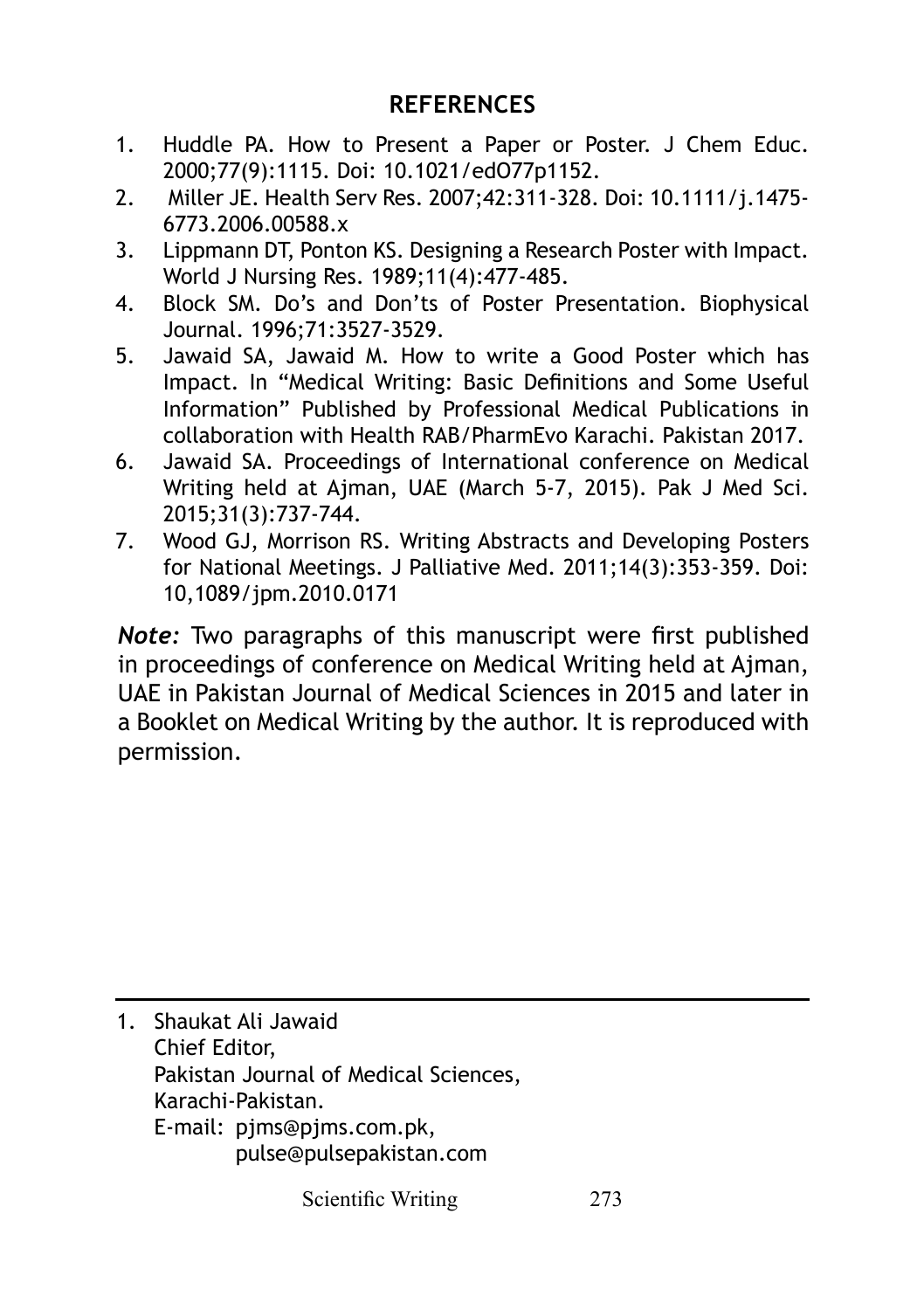## REFERENCES

1. Huddle PA. How to Present a Paper or Poster. J Chem Educ. 2000;77(9):1115. Doi: 10.1021/edO77p1152.
2. Miller JE. Health Serv Res. 2007;42:311-328. Doi: 10.1111/j.1475-6773.2006.00588.x
3. Lippmann DT, Ponton KS. Designing a Research Poster with Impact. World J Nursing Res. 1989;11(4):477-485.
4. Block SM. Do's and Don'ts of Poster Presentation. Biophysical Journal. 1996;71:3527-3529.
5. Jawaid SA, Jawaid M. How to write a Good Poster which has Impact. In "Medical Writing: Basic Definitions and Some Useful Information" Published by Professional Medical Publications in collaboration with Health RAB/PharmEvo Karachi. Pakistan 2017.
6. Jawaid SA. Proceedings of International conference on Medical Writing held at Ajman, UAE (March 5-7, 2015). Pak J Med Sci. 2015;31(3):737-744.
7. Wood GJ, Morrison RS. Writing Abstracts and Developing Posters for National Meetings. J Palliative Med. 2011;14(3):353-359. Doi: 10,1089/jpm.2010.0171

***Note:*** Two paragraphs of this manuscript were first published in proceedings of conference on Medical Writing held at Ajman, UAE in Pakistan Journal of Medical Sciences in 2015 and later in a Booklet on Medical Writing by the author. It is reproduced with permission.

---

1. Shaukat Ali Jawaid
   Chief Editor,
   Pakistan Journal of Medical Sciences,
   Karachi-Pakistan.
   E-mail: pjms@pjms.com.pk,
   pulse@pulsepakistan.com